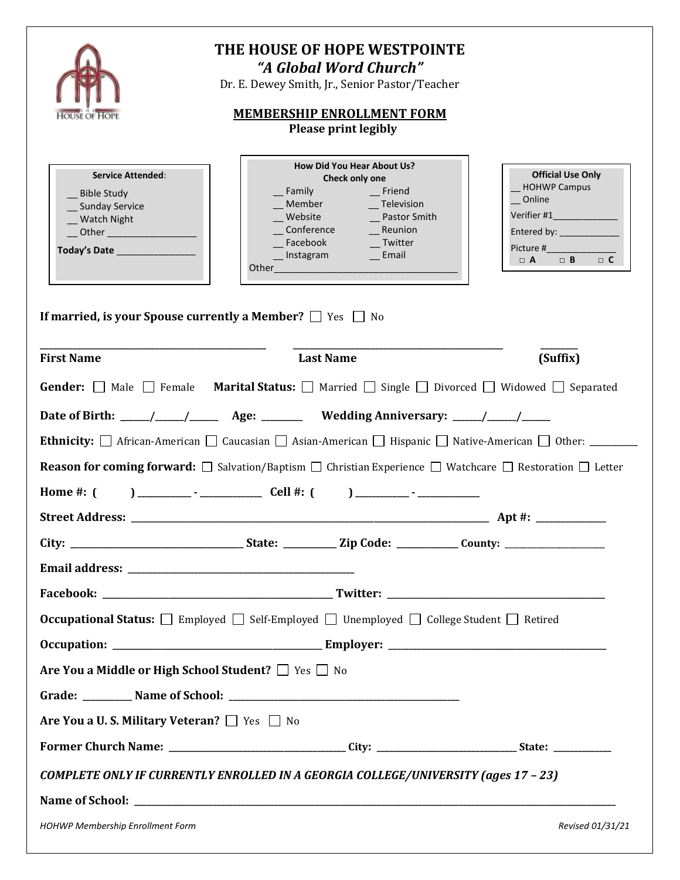# THE HOUSE OF HOPE WESTPOINTE

*"A Global Word Church"*

Dr. E. Dewey Smith, Jr., Senior Pastor/Teacher

## MEMBERSHIP ENROLLMENT FORM

**Please print legibly**

**Service Attended**:

- __ Bible Study
- __ Sunday Service
- __ Watch Night
- __ Other ___________________

**Today's Date** ________________

**How Did You Hear About Us?**
**Check only one**

| | |
|---|---|
| __ Family | __ Friend |
| __ Member | __ Television |
| __ Website | __ Pastor Smith |
| __ Conference | __ Reunion |
| __ Facebook | __ Twitter |
| __ Instagram | __ Email |

Other________________________________________

**Official Use Only**

__ HOHWP Campus
__ Online
Verifier #1_____________
Entered by: ____________
Picture #_______________
□ **A** □ **B** □ **C**

**If married, is your Spouse currently a Member?** ☐ Yes ☐ No

_______________________________ _______________________________ ________

**First Name** **Last Name** **(Suffix)**

**Gender:** ☐ Male ☐ Female **Marital Status:** ☐ Married ☐ Single ☐ Divorced ☐ Widowed ☐ Separated

**Date of Birth:** ______/______/______ **Age:** ________ **Wedding Anniversary:** ______/______/______

**Ethnicity:** ☐ African-American ☐ Caucasian ☐ Asian-American ☐ Hispanic ☐ Native-American ☐ Other: __________

**Reason for coming forward:** ☐ Salvation/Baptism ☐ Christian Experience ☐ Watchcare ☐ Restoration ☐ Letter

**Home #: (   )** ___________ - _____________ **Cell #: (   )** ___________ - _____________

**Street Address:** ______________________________________________________________ **Apt #:** ______________

**City:** _________________________________ **State:** ___________ **Zip Code:** _____________ **County:** ______________________

**Email address:** _____________________________________________

**Facebook:** _____________________________________________ **Twitter:** _____________________________________________

**Occupational Status:** ☐ Employed ☐ Self-Employed ☐ Unemployed ☐ College Student ☐ Retired

**Occupation:** _________________________________________ **Employer:** _____________________________________________

**Are You a Middle or High School Student?** ☐ Yes ☐ No

**Grade:** __________ **Name of School:** _____________________________________________

**Are You a U. S. Military Veteran?** ☐ Yes ☐ No

**Former Church Name:** _____________________________________ **City:** _____________________________ **State:** ____________

***COMPLETE ONLY IF CURRENTLY ENROLLED IN A GEORGIA COLLEGE/UNIVERSITY (ages 17 – 23)***

**Name of School:** ________________________________________________________________________________________________

*HOHWP Membership Enrollment Form* *Revised 01/31/21*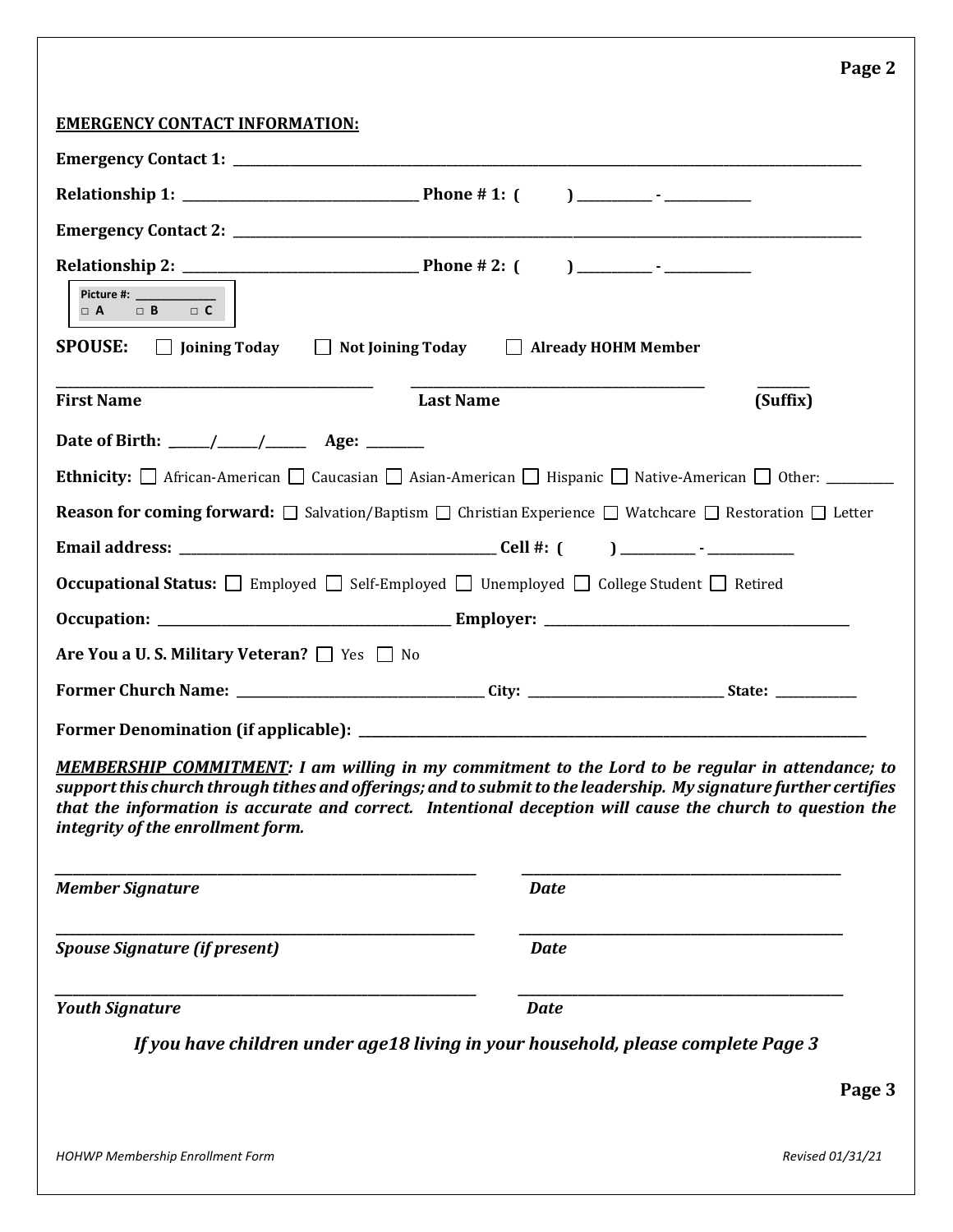**EMERGENCY CONTACT INFORMATION:**

**Emergency Contact 1:** ______________________________________________

**Relationship 1:** ______________________ **Phone # 1: (** &nbsp;&nbsp;&nbsp; **)** _______ - ________

**Emergency Contact 2:** ______________________________________________

**Relationship 2:** ______________________ **Phone # 2: (** &nbsp;&nbsp;&nbsp; **)** _______ - ________

Picture #: __________
□ A &nbsp;&nbsp; □ B &nbsp;&nbsp; □ C

**SPOUSE:** ☐ **Joining Today** ☐ **Not Joining Today** ☐ **Already HOHM Member**

______________________ ______________________ ________
**First Name** &nbsp;&nbsp;&nbsp; **Last Name** &nbsp;&nbsp;&nbsp; **(Suffix)**

**Date of Birth:** _____/_____/_____ **Age:** ______

**Ethnicity:** ☐ African-American ☐ Caucasian ☐ Asian-American ☐ Hispanic ☐ Native-American ☐ Other: ________

**Reason for coming forward:** ☐ Salvation/Baptism ☐ Christian Experience ☐ Watchcare ☐ Restoration ☐ Letter

**Email address:** ______________________ **Cell #: (** &nbsp;&nbsp;&nbsp; **)** _______ - ________

**Occupational Status:** ☐ Employed ☐ Self-Employed ☐ Unemployed ☐ College Student ☐ Retired

**Occupation:** ______________________ **Employer:** ______________________

**Are You a U. S. Military Veteran?** ☐ Yes ☐ No

**Former Church Name:** ______________________ **City:** ______________ **State:** ________

**Former Denomination (if applicable):** ______________________________________________

***MEMBERSHIP COMMITMENT**: I am willing in my commitment to the Lord to be regular in attendance; to support this church through tithes and offerings; and to submit to the leadership. My signature further certifies that the information is accurate and correct. Intentional deception will cause the church to question the integrity of the enrollment form.*

______________________________ ______________________
***Member Signature*** &nbsp;&nbsp;&nbsp; ***Date***

______________________________ ______________________
***Spouse Signature (if present)*** &nbsp;&nbsp;&nbsp; ***Date***

______________________________ ______________________
***Youth Signature*** &nbsp;&nbsp;&nbsp; ***Date***

***If you have children under age18 living in your household, please complete Page 3***

*HOHWP Membership Enrollment Form* &nbsp;&nbsp;&nbsp; *Revised 01/31/21*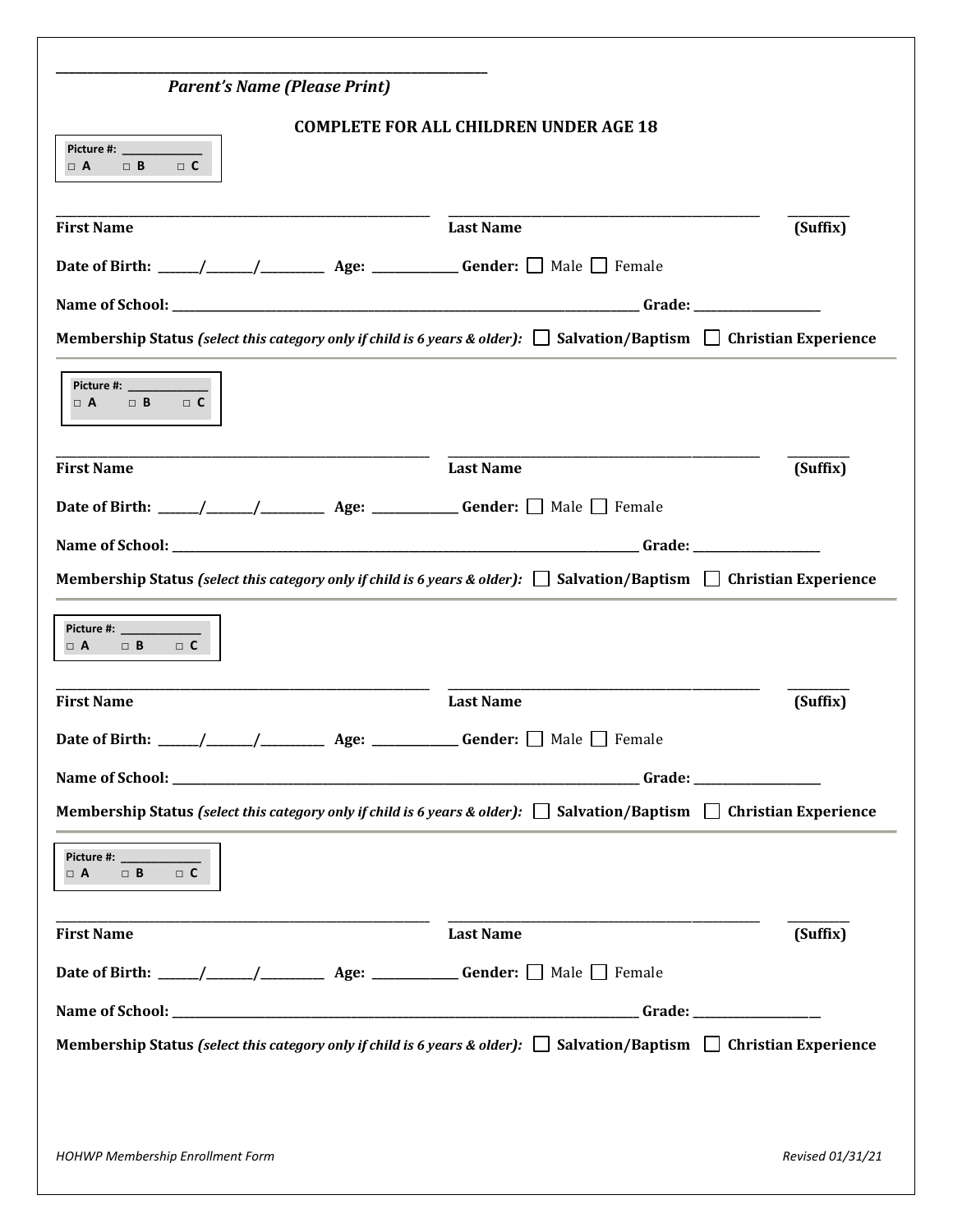\_\_\_\_\_\_\_\_\_\_\_\_\_\_\_\_\_\_\_\_\_\_\_\_\_\_\_\_\_\_\_\_\_\_\_\_\_\_\_\_\_\_

***Parent's Name (Please Print)***

**COMPLETE FOR ALL CHILDREN UNDER AGE 18**

**Picture #:** \_\_\_\_\_\_\_\_\_\_
□ **A** □ **B** □ **C**

\_\_\_\_\_\_\_\_\_\_\_\_\_\_\_\_\_\_\_\_\_\_\_\_\_\_\_\_\_\_\_\_\_\_\_\_ \_\_\_\_\_\_\_\_\_\_\_\_\_\_\_\_\_\_\_\_\_\_\_\_\_\_\_\_\_\_\_\_\_\_ \_\_\_\_\_\_\_\_

**First Name** **Last Name** **(Suffix)**

**Date of Birth:** \_\_\_\_\_/\_\_\_\_\_/\_\_\_\_\_\_ **Age:** \_\_\_\_\_\_\_\_\_ **Gender:** ☐ Male ☐ Female

**Name of School:** \_\_\_\_\_\_\_\_\_\_\_\_\_\_\_\_\_\_\_\_\_\_\_\_\_\_\_\_\_\_\_\_\_\_\_\_\_\_\_\_\_\_\_\_\_\_ **Grade:** \_\_\_\_\_\_\_\_\_\_\_\_

**Membership Status** ***(select this category only if child is 6 years & older):*** ☐ **Salvation/Baptism** ☐ **Christian Experience**

---

**Picture #:** \_\_\_\_\_\_\_\_\_\_
□ **A** □ **B** □ **C**

\_\_\_\_\_\_\_\_\_\_\_\_\_\_\_\_\_\_\_\_\_\_\_\_\_\_\_\_\_\_\_\_\_\_\_\_ \_\_\_\_\_\_\_\_\_\_\_\_\_\_\_\_\_\_\_\_\_\_\_\_\_\_\_\_\_\_\_\_\_\_ \_\_\_\_\_\_\_\_

**First Name** **Last Name** **(Suffix)**

**Date of Birth:** \_\_\_\_\_/\_\_\_\_\_/\_\_\_\_\_\_ **Age:** \_\_\_\_\_\_\_\_\_ **Gender:** ☐ Male ☐ Female

**Name of School:** \_\_\_\_\_\_\_\_\_\_\_\_\_\_\_\_\_\_\_\_\_\_\_\_\_\_\_\_\_\_\_\_\_\_\_\_\_\_\_\_\_\_\_\_\_\_ **Grade:** \_\_\_\_\_\_\_\_\_\_\_\_

**Membership Status** ***(select this category only if child is 6 years & older):*** ☐ **Salvation/Baptism** ☐ **Christian Experience**

---

**Picture #:** \_\_\_\_\_\_\_\_\_\_
□ **A** □ **B** □ **C**

\_\_\_\_\_\_\_\_\_\_\_\_\_\_\_\_\_\_\_\_\_\_\_\_\_\_\_\_\_\_\_\_\_\_\_\_ \_\_\_\_\_\_\_\_\_\_\_\_\_\_\_\_\_\_\_\_\_\_\_\_\_\_\_\_\_\_\_\_\_\_ \_\_\_\_\_\_\_\_

**First Name** **Last Name** **(Suffix)**

**Date of Birth:** \_\_\_\_\_/\_\_\_\_\_/\_\_\_\_\_\_ **Age:** \_\_\_\_\_\_\_\_\_ **Gender:** ☐ Male ☐ Female

**Name of School:** \_\_\_\_\_\_\_\_\_\_\_\_\_\_\_\_\_\_\_\_\_\_\_\_\_\_\_\_\_\_\_\_\_\_\_\_\_\_\_\_\_\_\_\_\_\_ **Grade:** \_\_\_\_\_\_\_\_\_\_\_\_

**Membership Status** ***(select this category only if child is 6 years & older):*** ☐ **Salvation/Baptism** ☐ **Christian Experience**

---

**Picture #:** \_\_\_\_\_\_\_\_\_\_
□ **A** □ **B** □ **C**

\_\_\_\_\_\_\_\_\_\_\_\_\_\_\_\_\_\_\_\_\_\_\_\_\_\_\_\_\_\_\_\_\_\_\_\_ \_\_\_\_\_\_\_\_\_\_\_\_\_\_\_\_\_\_\_\_\_\_\_\_\_\_\_\_\_\_\_\_\_\_ \_\_\_\_\_\_\_\_

**First Name** **Last Name** **(Suffix)**

**Date of Birth:** \_\_\_\_\_/\_\_\_\_\_/\_\_\_\_\_\_ **Age:** \_\_\_\_\_\_\_\_\_ **Gender:** ☐ Male ☐ Female

**Name of School:** \_\_\_\_\_\_\_\_\_\_\_\_\_\_\_\_\_\_\_\_\_\_\_\_\_\_\_\_\_\_\_\_\_\_\_\_\_\_\_\_\_\_\_\_\_\_ **Grade:** \_\_\_\_\_\_\_\_\_\_\_\_

**Membership Status** ***(select this category only if child is 6 years & older):*** ☐ **Salvation/Baptism** ☐ **Christian Experience**

*HOHWP Membership Enrollment Form* *Revised 01/31/21*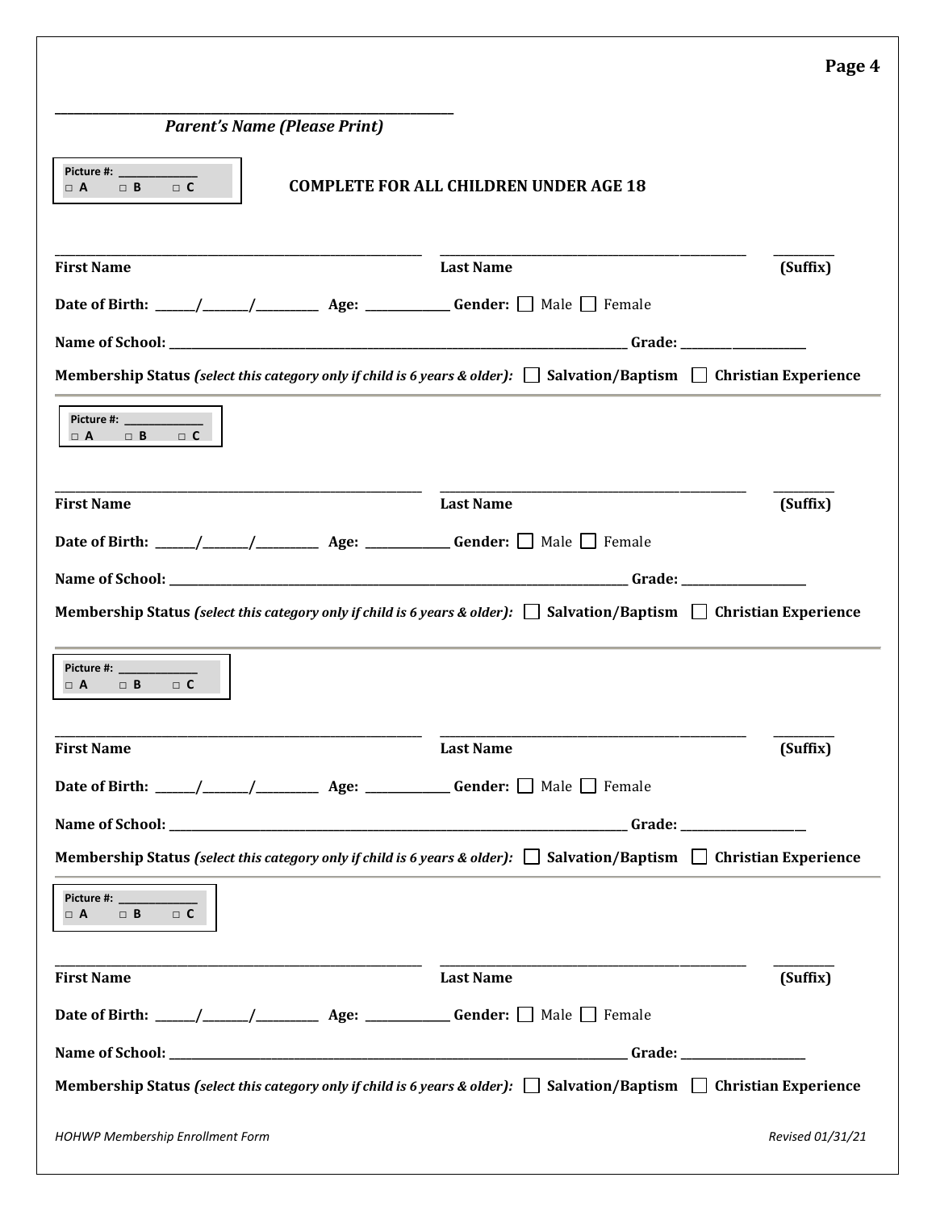\_\_\_\_\_\_\_\_\_\_\_\_\_\_\_\_\_\_\_\_\_\_\_\_\_\_\_\_\_\_\_\_\_\_\_\_\_\_\_\_

***Parent's Name (Please Print)***

**Picture #:** \_\_\_\_\_\_\_\_\_\_
□ **A** □ **B** □ **C**

**COMPLETE FOR ALL CHILDREN UNDER AGE 18**

\_\_\_\_\_\_\_\_\_\_\_\_\_\_\_\_\_\_\_\_\_\_\_\_\_\_\_\_\_\_\_\_ \_\_\_\_\_\_\_\_\_\_\_\_\_\_\_\_\_\_\_\_\_\_\_\_\_\_\_\_\_\_\_\_ \_\_\_\_\_\_\_\_

**First Name** **Last Name** **(Suffix)**

**Date of Birth:** \_\_\_\_\_/\_\_\_\_\_/\_\_\_\_\_\_ **Age:** \_\_\_\_\_\_\_\_\_ **Gender:** ☐ Male ☐ Female

**Name of School:** \_\_\_\_\_\_\_\_\_\_\_\_\_\_\_\_\_\_\_\_\_\_\_\_\_\_\_\_\_\_\_\_\_\_\_\_\_\_\_\_ **Grade:** \_\_\_\_\_\_\_\_\_\_\_\_

**Membership Status** ***(select this category only if child is 6 years & older):*** ☐ **Salvation/Baptism** ☐ **Christian Experience**

---

**Picture #:** \_\_\_\_\_\_\_\_\_\_
□ **A** □ **B** □ **C**

\_\_\_\_\_\_\_\_\_\_\_\_\_\_\_\_\_\_\_\_\_\_\_\_\_\_\_\_\_\_\_\_ \_\_\_\_\_\_\_\_\_\_\_\_\_\_\_\_\_\_\_\_\_\_\_\_\_\_\_\_\_\_\_\_ \_\_\_\_\_\_\_\_

**First Name** **Last Name** **(Suffix)**

**Date of Birth:** \_\_\_\_\_/\_\_\_\_\_/\_\_\_\_\_\_ **Age:** \_\_\_\_\_\_\_\_\_ **Gender:** ☐ Male ☐ Female

**Name of School:** \_\_\_\_\_\_\_\_\_\_\_\_\_\_\_\_\_\_\_\_\_\_\_\_\_\_\_\_\_\_\_\_\_\_\_\_\_\_\_\_ **Grade:** \_\_\_\_\_\_\_\_\_\_\_\_

**Membership Status** ***(select this category only if child is 6 years & older):*** ☐ **Salvation/Baptism** ☐ **Christian Experience**

---

**Picture #:** \_\_\_\_\_\_\_\_\_\_
□ **A** □ **B** □ **C**

\_\_\_\_\_\_\_\_\_\_\_\_\_\_\_\_\_\_\_\_\_\_\_\_\_\_\_\_\_\_\_\_ \_\_\_\_\_\_\_\_\_\_\_\_\_\_\_\_\_\_\_\_\_\_\_\_\_\_\_\_\_\_\_\_ \_\_\_\_\_\_\_\_

**First Name** **Last Name** **(Suffix)**

**Date of Birth:** \_\_\_\_\_/\_\_\_\_\_/\_\_\_\_\_\_ **Age:** \_\_\_\_\_\_\_\_\_ **Gender:** ☐ Male ☐ Female

**Name of School:** \_\_\_\_\_\_\_\_\_\_\_\_\_\_\_\_\_\_\_\_\_\_\_\_\_\_\_\_\_\_\_\_\_\_\_\_\_\_\_\_ **Grade:** \_\_\_\_\_\_\_\_\_\_\_\_

**Membership Status** ***(select this category only if child is 6 years & older):*** ☐ **Salvation/Baptism** ☐ **Christian Experience**

---

**Picture #:** \_\_\_\_\_\_\_\_\_\_
□ **A** □ **B** □ **C**

\_\_\_\_\_\_\_\_\_\_\_\_\_\_\_\_\_\_\_\_\_\_\_\_\_\_\_\_\_\_\_\_ \_\_\_\_\_\_\_\_\_\_\_\_\_\_\_\_\_\_\_\_\_\_\_\_\_\_\_\_\_\_\_\_ \_\_\_\_\_\_\_\_

**First Name** **Last Name** **(Suffix)**

**Date of Birth:** \_\_\_\_\_/\_\_\_\_\_/\_\_\_\_\_\_ **Age:** \_\_\_\_\_\_\_\_\_ **Gender:** ☐ Male ☐ Female

**Name of School:** \_\_\_\_\_\_\_\_\_\_\_\_\_\_\_\_\_\_\_\_\_\_\_\_\_\_\_\_\_\_\_\_\_\_\_\_\_\_\_\_ **Grade:** \_\_\_\_\_\_\_\_\_\_\_\_

**Membership Status** ***(select this category only if child is 6 years & older):*** ☐ **Salvation/Baptism** ☐ **Christian Experience**

*HOHWP Membership Enrollment Form* *Revised 01/31/21*